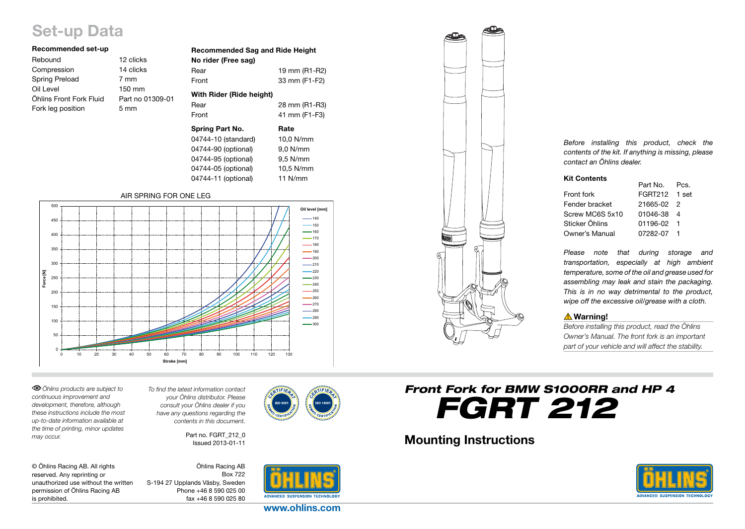# Set-up Data

### Recommended set-up

| | |
|---|---|
| Rebound | 12 clicks |
| Compression | 14 clicks |
| Spring Preload | 7 mm |
| Oil Level | 150 mm |
| Öhlins Front Fork Fluid | Part no 01309-01 |
| Fork leg position | 5 mm |

### Recommended Sag and Ride Height

**No rider (Free sag)**

| | |
|---|---|
| Rear | 19 mm (R1-R2) |
| Front | 33 mm (F1-F2) |

**With Rider (Ride height)**

| | |
|---|---|
| Rear | 28 mm (R1-R3) |
| Front | 41 mm (F1-F3) |

| Spring Part No. | Rate |
|---|---|
| 04744-10 (standard) | 10,0 N/mm |
| 04744-90 (optional) | 9,0 N/mm |
| 04744-95 (optional) | 9,5 N/mm |
| 04744-05 (optional) | 10,5 N/mm |
| 04744-11 (optional) | 11 N/mm |

AIR SPRING FOR ONE LEG

Force [N] vs Stroke [mm] — Oil level [mm]: 140, 150, 160, 170, 180, 190, 200, 210, 220, 230, 240, 250, 260, 270, 280, 290, 300

*Before installing this product, check the contents of the kit. If anything is missing, please contact an Öhlins dealer.*

### Kit Contents

| | Part No. | Pcs. |
|---|---|---|
| Front fork | FGRT212 | 1 set |
| Fender bracket | 21665-02 | 2 |
| Screw MC6S 5x10 | 01046-38 | 4 |
| Sticker Öhlins | 01196-02 | 1 |
| Owner's Manual | 07282-07 | 1 |

*Please note that during storage and transportation, especially at high ambient temperature, some of the oil and grease used for assembling may leak and stain the packaging. This is in no way detrimental to the product, wipe off the excessive oil/grease with a cloth.*

### ⚠ Warning!

*Before installing this product, read the Öhlins Owner's Manual. The front fork is an important part of your vehicle and will affect the stability.*

*Öhlins products are subject to continuous improvement and development, therefore, although these instructions include the most up-to-date information available at the time of printing, minor updates may occur.*

*To find the latest information contact your Öhlins distributor. Please consult your Öhlins dealer if you have any questions regarding the contents in this document.*

Part no. FGRT_212_0
Issued 2013-01-11

© Öhlins Racing AB. All rights reserved. Any reprinting or unauthorized use without the written permission of Öhlins Racing AB is prohibited.

Öhlins Racing AB
Box 722
S-194 27 Upplands Väsby, Sweden
Phone +46 8 590 025 00
fax +46 8 590 025 80

www.ohlins.com

## *Front Fork for BMW S1000RR and HP 4*

# *FGRT 212*

## Mounting Instructions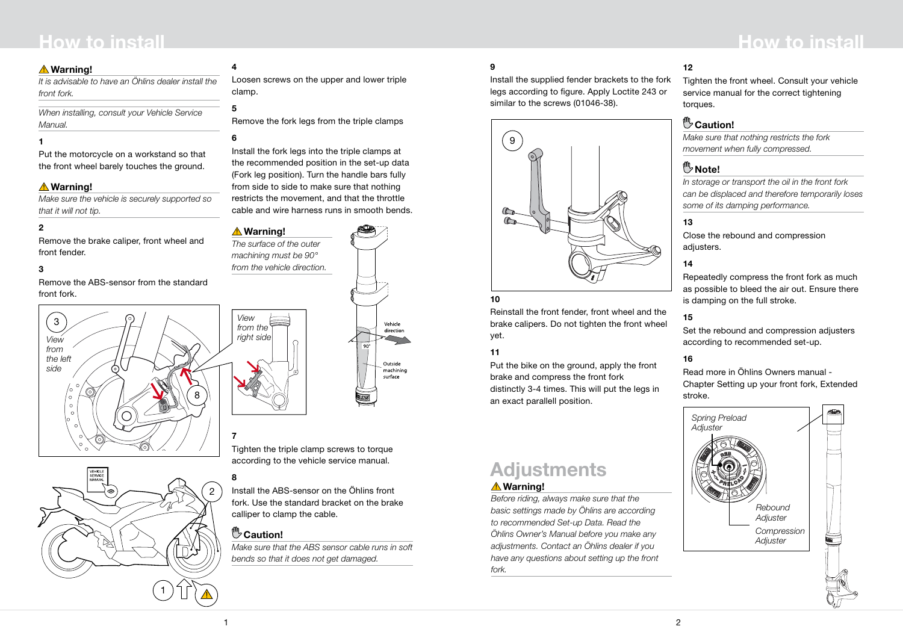# How to install

**⚠ Warning!**

*It is advisable to have an Öhlins dealer install the front fork.*

*When installing, consult your Vehicle Service Manual.*

**1**

Put the motorcycle on a workstand so that the front wheel barely touches the ground.

**⚠ Warning!**

*Make sure the vehicle is securely supported so that it will not tip.*

**2**

Remove the brake caliper, front wheel and front fender.

**3**

Remove the ABS-sensor from the standard front fork.

3

*View from the left side*

8

VEHICLE SERVICE MANUAL

2

1

**4**

Loosen screws on the upper and lower triple clamp.

**5**

Remove the fork legs from the triple clamps

**6**

Install the fork legs into the triple clamps at the recommended position in the set-up data (Fork leg position). Turn the handle bars fully from side to side to make sure that nothing restricts the movement, and that the throttle cable and wire harness runs in smooth bends.

**⚠ Warning!**

*The surface of the outer machining must be 90° from the vehicle direction.*

Vehicle direction

90°

Outside machining surface

*View from the right side*

**7**

Tighten the triple clamp screws to torque according to the vehicle service manual.

**8**

Install the ABS-sensor on the Öhlins front fork. Use the standard bracket on the brake calliper to clamp the cable.

**Caution!**

*Make sure that the ABS sensor cable runs in soft bends so that it does not get damaged.*

**9**

Install the supplied fender brackets to the fork legs according to figure. Apply Loctite 243 or similar to the screws (01046-38).

9

**10**

Reinstall the front fender, front wheel and the brake calipers. Do not tighten the front wheel yet.

**11**

Put the bike on the ground, apply the front brake and compress the front fork distinctly 3-4 times. This will put the legs in an exact parallell position.

# Adjustments

**⚠ Warning!**

*Before riding, always make sure that the basic settings made by Öhlins are according to recommended Set-up Data. Read the Öhlins Owner's Manual before you make any adjustments. Contact an Öhlins dealer if you have any questions about setting up the front fork.*

**12**

Tighten the front wheel. Consult your vehicle service manual for the correct tightening torques.

**Caution!**

*Make sure that nothing restricts the fork movement when fully compressed.*

**Note!**

*In storage or transport the oil in the front fork can be displaced and therefore temporarily loses some of its damping performance.*

**13**

Close the rebound and compression adjusters.

**14**

Repeatedly compress the front fork as much as possible to bleed the air out. Ensure there is damping on the full stroke.

**15**

Set the rebound and compression adjusters according to recommended set-up.

**16**

Read more in Öhlins Owners manual - Chapter Setting up your front fork, Extended stroke.

*Spring Preload Adjuster*

*Rebound Adjuster*

*Compression Adjuster*